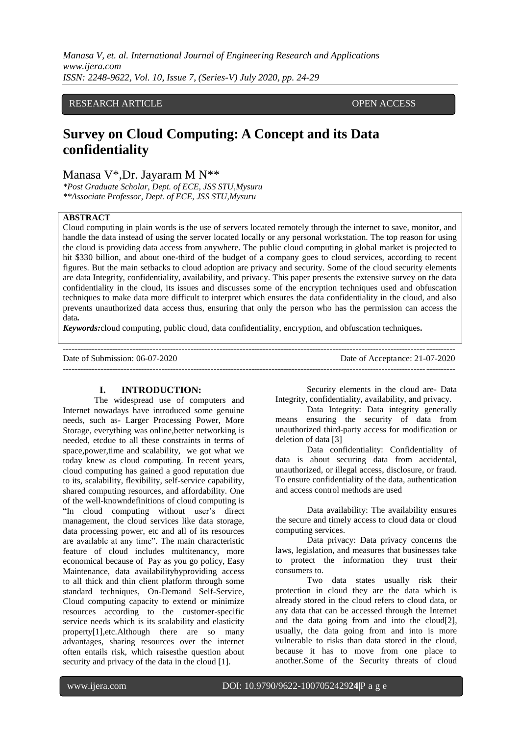RESEARCH ARTICLE OPEN ACCESS

# Survey on Cloud Computing: A Concept and its Data confidentiality

Manasa V*,Dr. Jayaram M N**

*\*Post Graduate Scholar, Dept. of ECE, JSS STU,Mysuru*
*\*\*Associate Professor, Dept. of ECE, JSS STU,Mysuru*

**ABSTRACT**

Cloud computing in plain words is the use of servers located remotely through the internet to save, monitor, and handle the data instead of using the server located locally or any personal workstation. The top reason for using the cloud is providing data access from anywhere. The public cloud computing in global market is projected to hit \$330 billion, and about one-third of the budget of a company goes to cloud services, according to recent figures. But the main setbacks to cloud adoption are privacy and security. Some of the cloud security elements are data Integrity, confidentiality, availability, and privacy. This paper presents the extensive survey on the data confidentiality in the cloud, its issues and discusses some of the encryption techniques used and obfuscation techniques to make data more difficult to interpret which ensures the data confidentiality in the cloud, and also prevents unauthorized data access thus, ensuring that only the person who has the permission can access the data**.**

***Keywords:***cloud computing, public cloud, data confidentiality, encryption, and obfuscation techniques**.**

Date of Submission: 06-07-2020 Date of Acceptance: 21-07-2020

## I. INTRODUCTION:

The widespread use of computers and Internet nowadays have introduced some genuine needs, such as- Larger Processing Power, More Storage, everything was online,better networking is needed, etcdue to all these constraints in terms of space,power,time and scalability, we got what we today knew as cloud computing. In recent years, cloud computing has gained a good reputation due to its, scalability, flexibility, self-service capability, shared computing resources, and affordability. One of the well-knowndefinitions of cloud computing is "In cloud computing without user's direct management, the cloud services like data storage, data processing power, etc and all of its resources are available at any time". The main characteristic feature of cloud includes multitenancy, more economical because of Pay as you go policy, Easy Maintenance, data availabilitybyproviding access to all thick and thin client platform through some standard techniques, On-Demand Self-Service, Cloud computing capacity to extend or minimize resources according to the customer-specific service needs which is its scalability and elasticity property[1],etc.Although there are so many advantages, sharing resources over the internet often entails risk, which raisesthe question about security and privacy of the data in the cloud [1].

Security elements in the cloud are- Data Integrity, confidentiality, availability, and privacy.

Data Integrity: Data integrity generally means ensuring the security of data from unauthorized third-party access for modification or deletion of data [3]

Data confidentiality: Confidentiality of data is about securing data from accidental, unauthorized, or illegal access, disclosure, or fraud. To ensure confidentiality of the data, authentication and access control methods are used

Data availability: The availability ensures the secure and timely access to cloud data or cloud computing services.

Data privacy: Data privacy concerns the laws, legislation, and measures that businesses take to protect the information they trust their consumers to.

Two data states usually risk their protection in cloud they are the data which is already stored in the cloud refers to cloud data, or any data that can be accessed through the Internet and the data going from and into the cloud[2], usually, the data going from and into is more vulnerable to risks than data stored in the cloud, because it has to move from one place to another.Some of the Security threats of cloud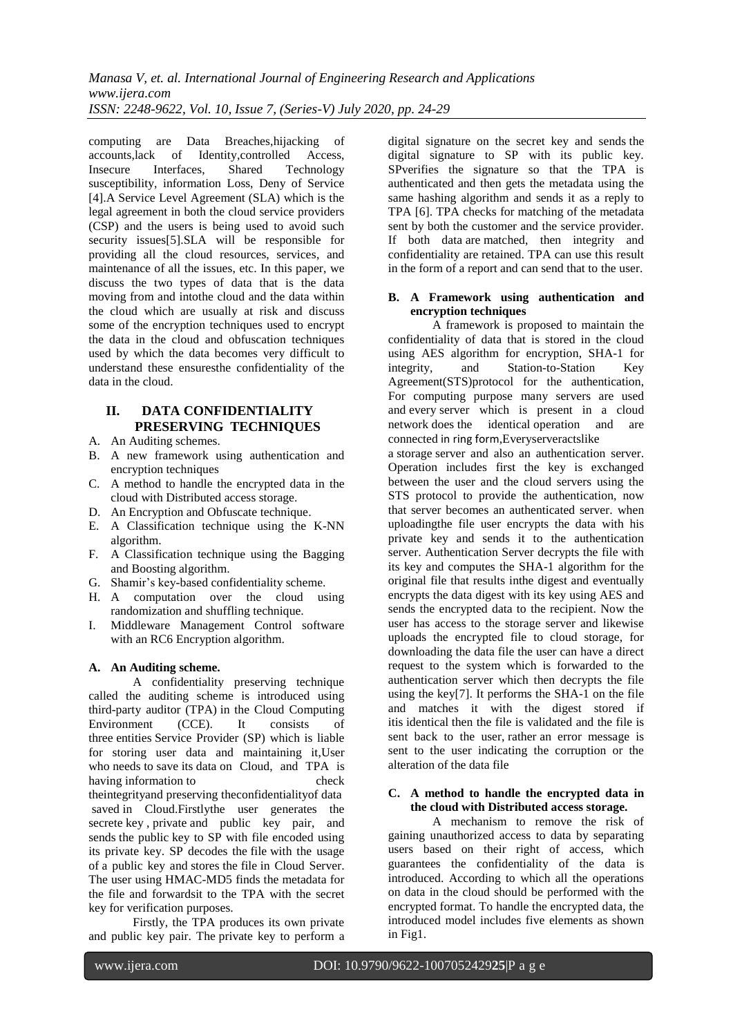computing are Data Breaches,hijacking of accounts,lack of Identity,controlled Access, Insecure Interfaces, Shared Technology susceptibility, information Loss, Deny of Service [4].A Service Level Agreement (SLA) which is the legal agreement in both the cloud service providers (CSP) and the users is being used to avoid such security issues[5].SLA will be responsible for providing all the cloud resources, services, and maintenance of all the issues, etc. In this paper, we discuss the two types of data that is the data moving from and intothe cloud and the data within the cloud which are usually at risk and discuss some of the encryption techniques used to encrypt the data in the cloud and obfuscation techniques used by which the data becomes very difficult to understand these ensuresthe confidentiality of the data in the cloud.

## II. DATA CONFIDENTIALITY PRESERVING TECHNIQUES

A. An Auditing schemes.
B. A new framework using authentication and encryption techniques
C. A method to handle the encrypted data in the cloud with Distributed access storage.
D. An Encryption and Obfuscate technique.
E. A Classification technique using the K-NN algorithm.
F. A Classification technique using the Bagging and Boosting algorithm.
G. Shamir's key-based confidentiality scheme.
H. A computation over the cloud using randomization and shuffling technique.
I. Middleware Management Control software with an RC6 Encryption algorithm.

### A. An Auditing scheme.

A confidentiality preserving technique called the auditing scheme is introduced using third-party auditor (TPA) in the Cloud Computing Environment (CCE). It consists of three entities Service Provider (SP) which is liable for storing user data and maintaining it,User who needs to save its data on Cloud, and TPA is having information to check theintegrityand preserving theconfidentialityof data saved in Cloud.Firstlythe user generates the secrete key , private and public key pair, and sends the public key to SP with file encoded using its private key. SP decodes the file with the usage of a public key and stores the file in Cloud Server. The user using HMAC-MD5 finds the metadata for the file and forwardsit to the TPA with the secret key for verification purposes.

Firstly, the TPA produces its own private and public key pair. The private key to perform a digital signature on the secret key and sends the digital signature to SP with its public key. SPverifies the signature so that the TPA is authenticated and then gets the metadata using the same hashing algorithm and sends it as a reply to TPA [6]. TPA checks for matching of the metadata sent by both the customer and the service provider. If both data are matched, then integrity and confidentiality are retained. TPA can use this result in the form of a report and can send that to the user.

### B. A Framework using authentication and encryption techniques

A framework is proposed to maintain the confidentiality of data that is stored in the cloud using AES algorithm for encryption, SHA-1 for integrity, and Station-to-Station Key Agreement(STS)protocol for the authentication, For computing purpose many servers are used and every server which is present in a cloud network does the identical operation and are connected in ring form,Everyserveractslike a storage server and also an authentication server. Operation includes first the key is exchanged between the user and the cloud servers using the STS protocol to provide the authentication, now that server becomes an authenticated server. when uploadingthe file user encrypts the data with his private key and sends it to the authentication server. Authentication Server decrypts the file with its key and computes the SHA-1 algorithm for the original file that results inthe digest and eventually encrypts the data digest with its key using AES and sends the encrypted data to the recipient. Now the user has access to the storage server and likewise uploads the encrypted file to cloud storage, for downloading the data file the user can have a direct request to the system which is forwarded to the authentication server which then decrypts the file using the key[7]. It performs the SHA-1 on the file and matches it with the digest stored if itis identical then the file is validated and the file is sent back to the user, rather an error message is sent to the user indicating the corruption or the alteration of the data file

### C. A method to handle the encrypted data in the cloud with Distributed access storage.

A mechanism to remove the risk of gaining unauthorized access to data by separating users based on their right of access, which guarantees the confidentiality of the data is introduced. According to which all the operations on data in the cloud should be performed with the encrypted format. To handle the encrypted data, the introduced model includes five elements as shown in Fig1.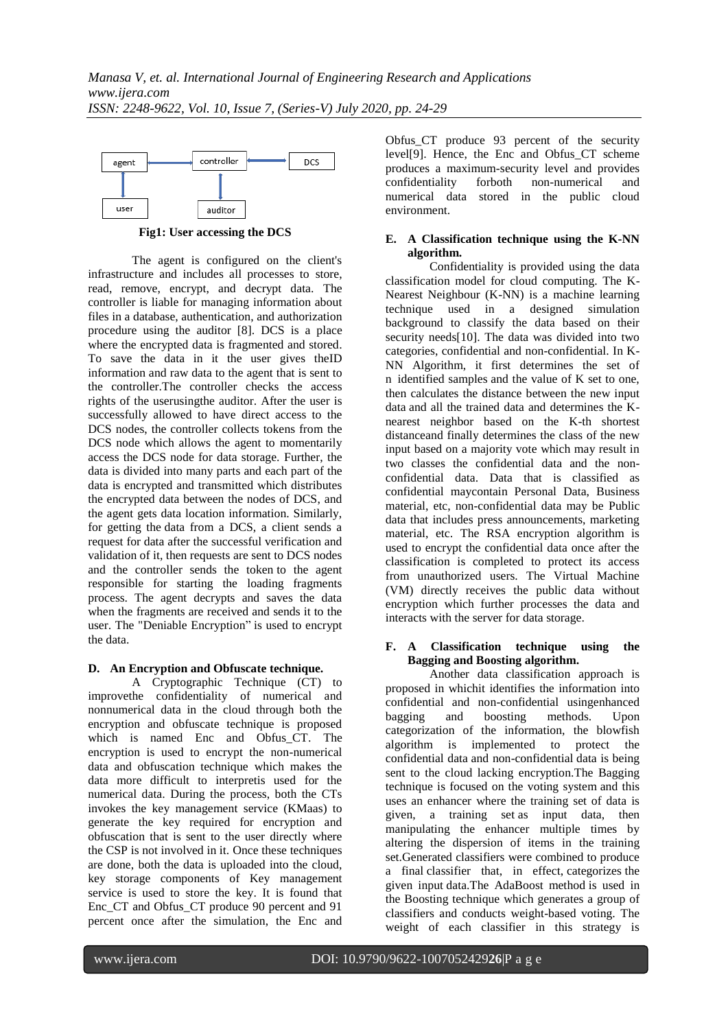Fig1: User accessing the DCS

The agent is configured on the client's infrastructure and includes all processes to store, read, remove, encrypt, and decrypt data. The controller is liable for managing information about files in a database, authentication, and authorization procedure using the auditor [8]. DCS is a place where the encrypted data is fragmented and stored. To save the data in it the user gives theID information and raw data to the agent that is sent to the controller.The controller checks the access rights of the userusingthe auditor. After the user is successfully allowed to have direct access to the DCS nodes, the controller collects tokens from the DCS node which allows the agent to momentarily access the DCS node for data storage. Further, the data is divided into many parts and each part of the data is encrypted and transmitted which distributes the encrypted data between the nodes of DCS, and the agent gets data location information. Similarly, for getting the data from a DCS, a client sends a request for data after the successful verification and validation of it, then requests are sent to DCS nodes and the controller sends the token to the agent responsible for starting the loading fragments process. The agent decrypts and saves the data when the fragments are received and sends it to the user. The "Deniable Encryption" is used to encrypt the data.

### D. An Encryption and Obfuscate technique.

A Cryptographic Technique (CT) to improvethe confidentiality of numerical and nonnumerical data in the cloud through both the encryption and obfuscate technique is proposed which is named Enc and Obfus_CT. The encryption is used to encrypt the non-numerical data and obfuscation technique which makes the data more difficult to interpretis used for the numerical data. During the process, both the CTs invokes the key management service (KMaas) to generate the key required for encryption and obfuscation that is sent to the user directly where the CSP is not involved in it. Once these techniques are done, both the data is uploaded into the cloud, key storage components of Key management service is used to store the key. It is found that Enc_CT and Obfus_CT produce 90 percent and 91 percent once after the simulation, the Enc and Obfus_CT produce 93 percent of the security level[9]. Hence, the Enc and Obfus_CT scheme produces a maximum-security level and provides confidentiality forboth non-numerical and numerical data stored in the public cloud environment.

### E. A Classification technique using the K-NN algorithm.

Confidentiality is provided using the data classification model for cloud computing. The K-Nearest Neighbour (K-NN) is a machine learning technique used in a designed simulation background to classify the data based on their security needs[10]. The data was divided into two categories, confidential and non-confidential. In K-NN Algorithm, it first determines the set of n identified samples and the value of K set to one, then calculates the distance between the new input data and all the trained data and determines the K-nearest neighbor based on the K-th shortest distanceand finally determines the class of the new input based on a majority vote which may result in two classes the confidential data and the non-confidential data. Data that is classified as confidential maycontain Personal Data, Business material, etc, non-confidential data may be Public data that includes press announcements, marketing material, etc. The RSA encryption algorithm is used to encrypt the confidential data once after the classification is completed to protect its access from unauthorized users. The Virtual Machine (VM) directly receives the public data without encryption which further processes the data and interacts with the server for data storage.

### F. A Classification technique using the Bagging and Boosting algorithm.

Another data classification approach is proposed in whichit identifies the information into confidential and non-confidential usingenhanced bagging and boosting methods. Upon categorization of the information, the blowfish algorithm is implemented to protect the confidential data and non-confidential data is being sent to the cloud lacking encryption.The Bagging technique is focused on the voting system and this uses an enhancer where the training set of data is given, a training set as input data, then manipulating the enhancer multiple times by altering the dispersion of items in the training set.Generated classifiers were combined to produce a final classifier that, in effect, categorizes the given input data.The AdaBoost method is used in the Boosting technique which generates a group of classifiers and conducts weight-based voting. The weight of each classifier in this strategy is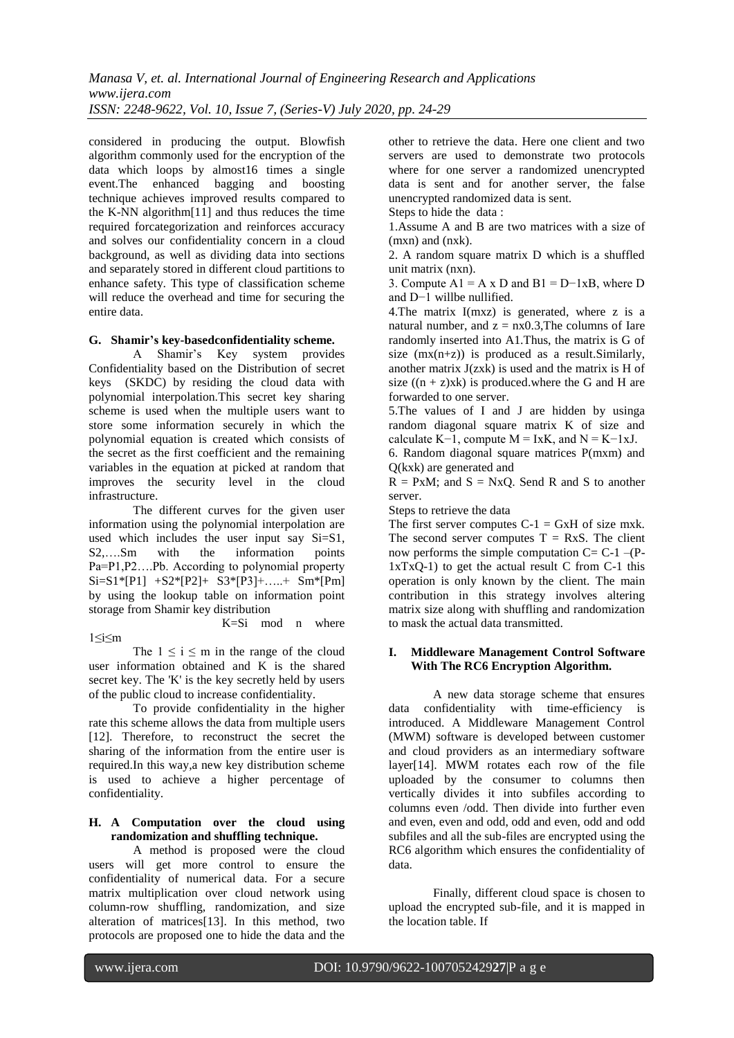considered in producing the output. Blowfish algorithm commonly used for the encryption of the data which loops by almost16 times a single event.The enhanced bagging and boosting technique achieves improved results compared to the K-NN algorithm[11] and thus reduces the time required forcategorization and reinforces accuracy and solves our confidentiality concern in a cloud background, as well as dividing data into sections and separately stored in different cloud partitions to enhance safety. This type of classification scheme will reduce the overhead and time for securing the entire data.

### G. Shamir's key-basedconfidentiality scheme.

A Shamir's Key system provides Confidentiality based on the Distribution of secret keys (SKDC) by residing the cloud data with polynomial interpolation.This secret key sharing scheme is used when the multiple users want to store some information securely in which the polynomial equation is created which consists of the secret as the first coefficient and the remaining variables in the equation at picked at random that improves the security level in the cloud infrastructure.

The different curves for the given user information using the polynomial interpolation are used which includes the user input say Si=S1, S2,….Sm with the information points Pa=P1,P2….Pb. According to polynomial property Si=S1*[P1] +S2*[P2]+ S3*[P3]+…..+ Sm*[Pm] by using the lookup table on information point storage from Shamir key distribution

K=Si mod n where $1 \leq i \leq m$

The $1 \leq i \leq m$ in the range of the cloud user information obtained and K is the shared secret key. The 'K' is the key secretly held by users of the public cloud to increase confidentiality.

To provide confidentiality in the higher rate this scheme allows the data from multiple users [12]. Therefore, to reconstruct the secret the sharing of the information from the entire user is required.In this way,a new key distribution scheme is used to achieve a higher percentage of confidentiality.

### H. A Computation over the cloud using randomization and shuffling technique.

A method is proposed were the cloud users will get more control to ensure the confidentiality of numerical data. For a secure matrix multiplication over cloud network using column-row shuffling, randomization, and size alteration of matrices[13]. In this method, two protocols are proposed one to hide the data and the other to retrieve the data. Here one client and two servers are used to demonstrate two protocols where for one server a randomized unencrypted data is sent and for another server, the false unencrypted randomized data is sent.

Steps to hide the data :

1.Assume A and B are two matrices with a size of (mxn) and (nxk).

2. A random square matrix D which is a shuffled unit matrix (nxn).

3. Compute A1 = A x D and B1 = D−1xB, where D and D−1 willbe nullified.

4.The matrix I(mxz) is generated, where z is a natural number, and z = nx0.3,The columns of Iare randomly inserted into A1.Thus, the matrix is G of size (mx(n+z)) is produced as a result.Similarly, another matrix J(zxk) is used and the matrix is H of size ((n + z)xk) is produced.where the G and H are forwarded to one server.

5.The values of I and J are hidden by usinga random diagonal square matrix K of size and calculate K−1, compute M = IxK, and N = K−1xJ.

6. Random diagonal square matrices P(mxm) and Q(kxk) are generated and

R = PxM; and S = NxQ. Send R and S to another server.

Steps to retrieve the data

The first server computes C-1 = GxH of size mxk. The second server computes T = RxS. The client now performs the simple computation C= C-1 –(P-1xTxQ-1) to get the actual result C from C-1 this operation is only known by the client. The main contribution in this strategy involves altering matrix size along with shuffling and randomization to mask the actual data transmitted.

### I. Middleware Management Control Software With The RC6 Encryption Algorithm.

A new data storage scheme that ensures data confidentiality with time-efficiency is introduced. A Middleware Management Control (MWM) software is developed between customer and cloud providers as an intermediary software layer[14]. MWM rotates each row of the file uploaded by the consumer to columns then vertically divides it into subfiles according to columns even /odd. Then divide into further even and even, even and odd, odd and even, odd and odd subfiles and all the sub-files are encrypted using the RC6 algorithm which ensures the confidentiality of data.

Finally, different cloud space is chosen to upload the encrypted sub-file, and it is mapped in the location table. If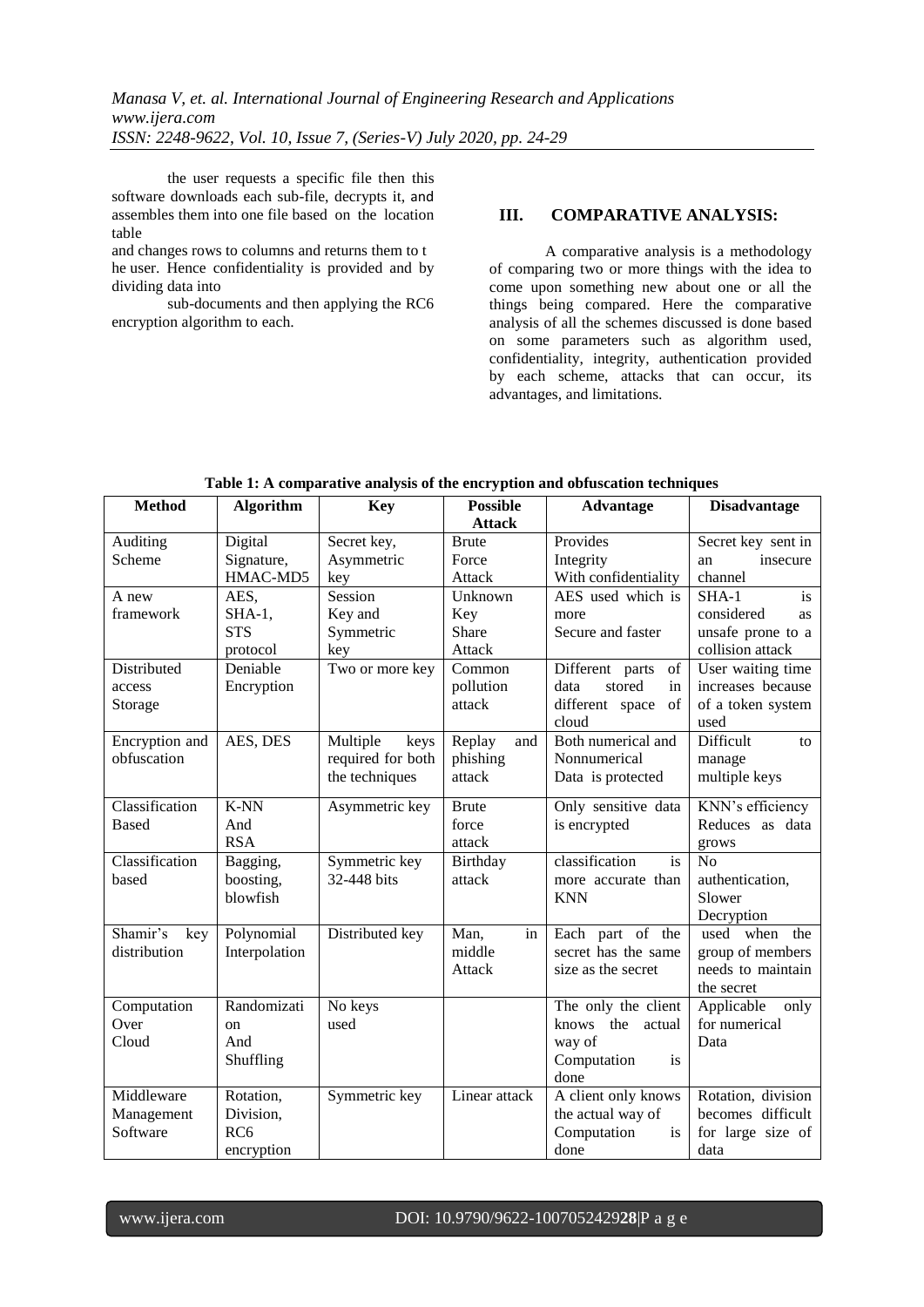the user requests a specific file then this software downloads each sub-file, decrypts it, and assembles them into one file based on the location table

and changes rows to columns and returns them to t he user. Hence confidentiality is provided and by dividing data into

sub-documents and then applying the RC6 encryption algorithm to each.

## III. COMPARATIVE ANALYSIS:

A comparative analysis is a methodology of comparing two or more things with the idea to come upon something new about one or all the things being compared. Here the comparative analysis of all the schemes discussed is done based on some parameters such as algorithm used, confidentiality, integrity, authentication provided by each scheme, attacks that can occur, its advantages, and limitations.

**Table 1: A comparative analysis of the encryption and obfuscation techniques**

| Method | Algorithm | Key | Possible Attack | Advantage | Disadvantage |
|---|---|---|---|---|---|
| Auditing Scheme | Digital Signature, HMAC-MD5 | Secret key, Asymmetric key | Brute Force Attack | Provides Integrity With confidentiality | Secret key sent in an insecure channel |
| A new framework | AES, SHA-1, STS protocol | Session Key and Symmetric key | Unknown Key Share Attack | AES used which is more Secure and faster | SHA-1 is considered as unsafe prone to a collision attack |
| Distributed access Storage | Deniable Encryption | Two or more key | Common pollution attack | Different parts of data stored in different space of cloud | User waiting time increases because of a token system used |
| Encryption and obfuscation | AES, DES | Multiple keys required for both the techniques | Replay and phishing attack | Both numerical and Nonnumerical Data is protected | Difficult to manage multiple keys |
| Classification Based | K-NN And RSA | Asymmetric key | Brute force attack | Only sensitive data is encrypted | KNN's efficiency Reduces as data grows |
| Classification based | Bagging, boosting, blowfish | Symmetric key 32-448 bits | Birthday attack | classification is more accurate than KNN | No authentication, Slower Decryption |
| Shamir's key distribution | Polynomial Interpolation | Distributed key | Man, in middle Attack | Each part of the secret has the same size as the secret | used when the group of members needs to maintain the secret |
| Computation Over Cloud | Randomization And Shuffling | No keys used | | The only the client knows the actual way of Computation is done | Applicable only for numerical Data |
| Middleware Management Software | Rotation, Division, RC6 encryption | Symmetric key | Linear attack | A client only knows the actual way of Computation is done | Rotation, division becomes difficult for large size of data |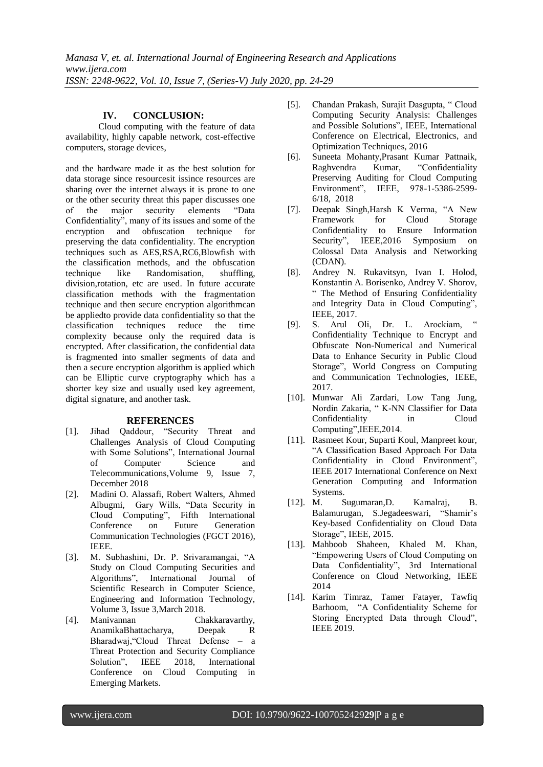## IV. CONCLUSION:

Cloud computing with the feature of data availability, highly capable network, cost-effective computers, storage devices,

and the hardware made it as the best solution for data storage since resourcesit issince resources are sharing over the internet always it is prone to one or the other security threat this paper discusses one of the major security elements "Data Confidentiality", many of its issues and some of the encryption and obfuscation technique for preserving the data confidentiality. The encryption techniques such as AES,RSA,RC6,Blowfish with the classification methods, and the obfuscation technique like Randomisation, shuffling, division,rotation, etc are used. In future accurate classification methods with the fragmentation technique and then secure encryption algorithmcan be appliedto provide data confidentiality so that the classification techniques reduce the time complexity because only the required data is encrypted. After classification, the confidential data is fragmented into smaller segments of data and then a secure encryption algorithm is applied which can be Elliptic curve cryptography which has a shorter key size and usually used key agreement, digital signature, and another task.

## REFERENCES

[1]. Jihad Qaddour, "Security Threat and Challenges Analysis of Cloud Computing with Some Solutions", International Journal of Computer Science and Telecommunications,Volume 9, Issue 7, December 2018

[2]. Madini O. Alassafi, Robert Walters, Ahmed Albugmi, Gary Wills, "Data Security in Cloud Computing", Fifth International Conference on Future Generation Communication Technologies (FGCT 2016), IEEE.

[3]. M. Subhashini, Dr. P. Srivaramangai, "A Study on Cloud Computing Securities and Algorithms", International Journal of Scientific Research in Computer Science, Engineering and Information Technology, Volume 3, Issue 3,March 2018.

[4]. Manivannan Chakkaravarthy, AnamikaBhattacharya, Deepak R Bharadwaj,"Cloud Threat Defense – a Threat Protection and Security Compliance Solution", IEEE 2018, International Conference on Cloud Computing in Emerging Markets.

[5]. Chandan Prakash, Surajit Dasgupta, " Cloud Computing Security Analysis: Challenges and Possible Solutions", IEEE, International Conference on Electrical, Electronics, and Optimization Techniques, 2016

[6]. Suneeta Mohanty,Prasant Kumar Pattnaik, Raghvendra Kumar, "Confidentiality Preserving Auditing for Cloud Computing Environment", IEEE, 978-1-5386-2599-6/18, 2018

[7]. Deepak Singh,Harsh K Verma, "A New Framework for Cloud Storage Confidentiality to Ensure Information Security", IEEE,2016 Symposium on Colossal Data Analysis and Networking (CDAN).

[8]. Andrey N. Rukavitsyn, Ivan I. Holod, Konstantin A. Borisenko, Andrey V. Shorov, " The Method of Ensuring Confidentiality and Integrity Data in Cloud Computing", IEEE, 2017.

[9]. S. Arul Oli, Dr. L. Arockiam, " Confidentiality Technique to Encrypt and Obfuscate Non-Numerical and Numerical Data to Enhance Security in Public Cloud Storage", World Congress on Computing and Communication Technologies, IEEE, 2017.

[10]. Munwar Ali Zardari, Low Tang Jung, Nordin Zakaria, " K-NN Classifier for Data Confidentiality in Cloud Computing",IEEE,2014.

[11]. Rasmeet Kour, Suparti Koul, Manpreet kour, "A Classification Based Approach For Data Confidentiality in Cloud Environment", IEEE 2017 International Conference on Next Generation Computing and Information Systems.

[12]. M. Sugumaran,D. Kamalraj, B. Balamurugan, S.Jegadeeswari, "Shamir's Key-based Confidentiality on Cloud Data Storage", IEEE, 2015.

[13]. Mahboob Shaheen, Khaled M. Khan, "Empowering Users of Cloud Computing on Data Confidentiality", 3rd International Conference on Cloud Networking, IEEE 2014

[14]. Karim Timraz, Tamer Fatayer, Tawfiq Barhoom, "A Confidentiality Scheme for Storing Encrypted Data through Cloud", IEEE 2019.